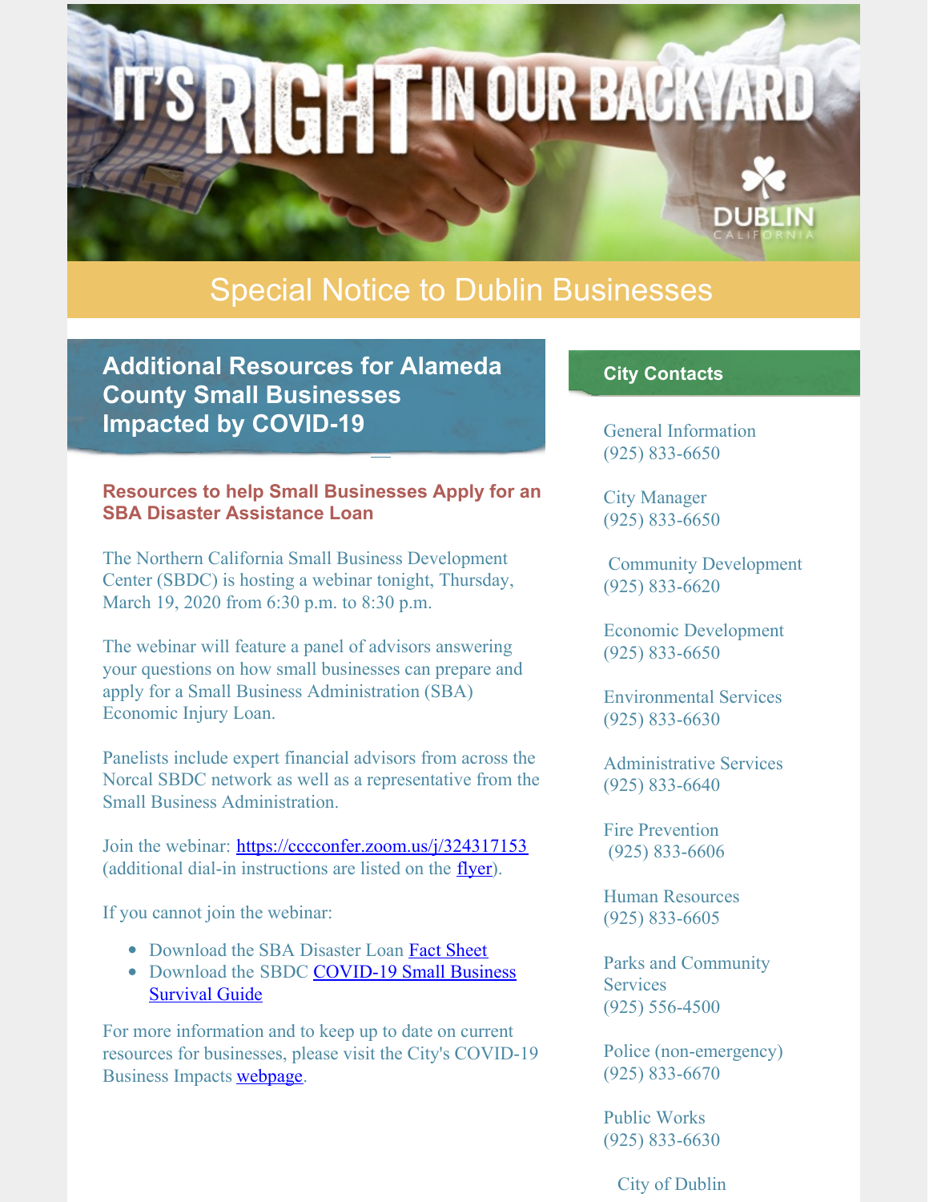IT'S RIGHT IN OUR BACKYARD

DUBLIN CALIFORNIA

# Special Notice to Dublin Businesses

## Additional Resources for Alameda County Small Businesses Impacted by COVID-19

### Resources to help Small Businesses Apply for an SBA Disaster Assistance Loan

The Northern California Small Business Development Center (SBDC) is hosting a webinar tonight, Thursday, March 19, 2020 from 6:30 p.m. to 8:30 p.m.

The webinar will feature a panel of advisors answering your questions on how small businesses can prepare and apply for a Small Business Administration (SBA) Economic Injury Loan.

Panelists include expert financial advisors from across the Norcal SBDC network as well as a representative from the Small Business Administration.

Join the webinar: https://cccconfer.zoom.us/j/324317153 (additional dial-in instructions are listed on the flyer).

If you cannot join the webinar:

- Download the SBA Disaster Loan Fact Sheet
- Download the SBDC COVID-19 Small Business Survival Guide

For more information and to keep up to date on current resources for businesses, please visit the City's COVID-19 Business Impacts webpage.

## City Contacts

General Information
(925) 833-6650

City Manager
(925) 833-6650

Community Development
(925) 833-6620

Economic Development
(925) 833-6650

Environmental Services
(925) 833-6630

Administrative Services
(925) 833-6640

Fire Prevention
(925) 833-6606

Human Resources
(925) 833-6605

Parks and Community Services
(925) 556-4500

Police (non-emergency)
(925) 833-6670

Public Works
(925) 833-6630

City of Dublin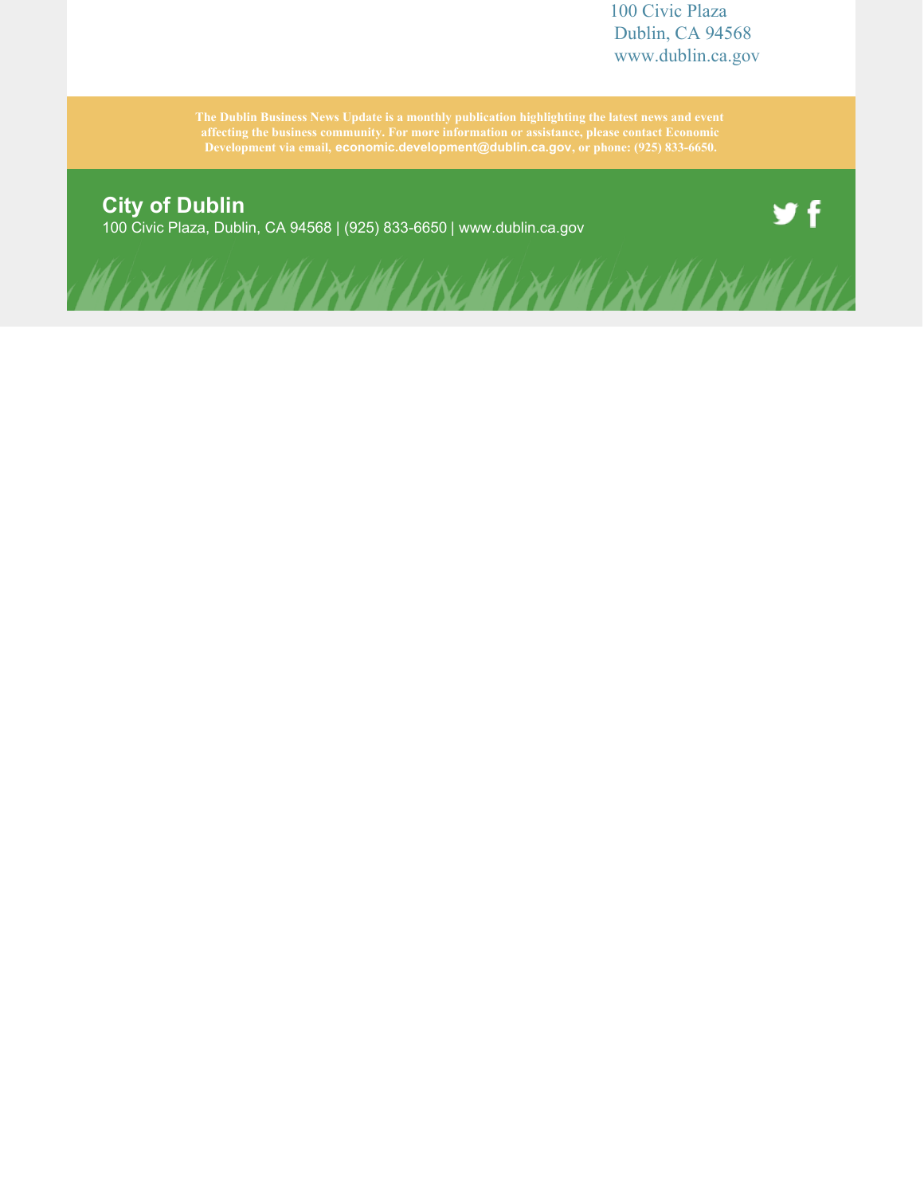100 Civic Plaza
Dublin, CA 94568
www.dublin.ca.gov

**The Dublin Business News Update is a monthly publication highlighting the latest news and event affecting the business community. For more information or assistance, please contact Economic Development via email, economic.development@dublin.ca.gov, or phone: (925) 833-6650.**

**City of Dublin**
100 Civic Plaza, Dublin, CA 94568 | (925) 833-6650 | www.dublin.ca.gov